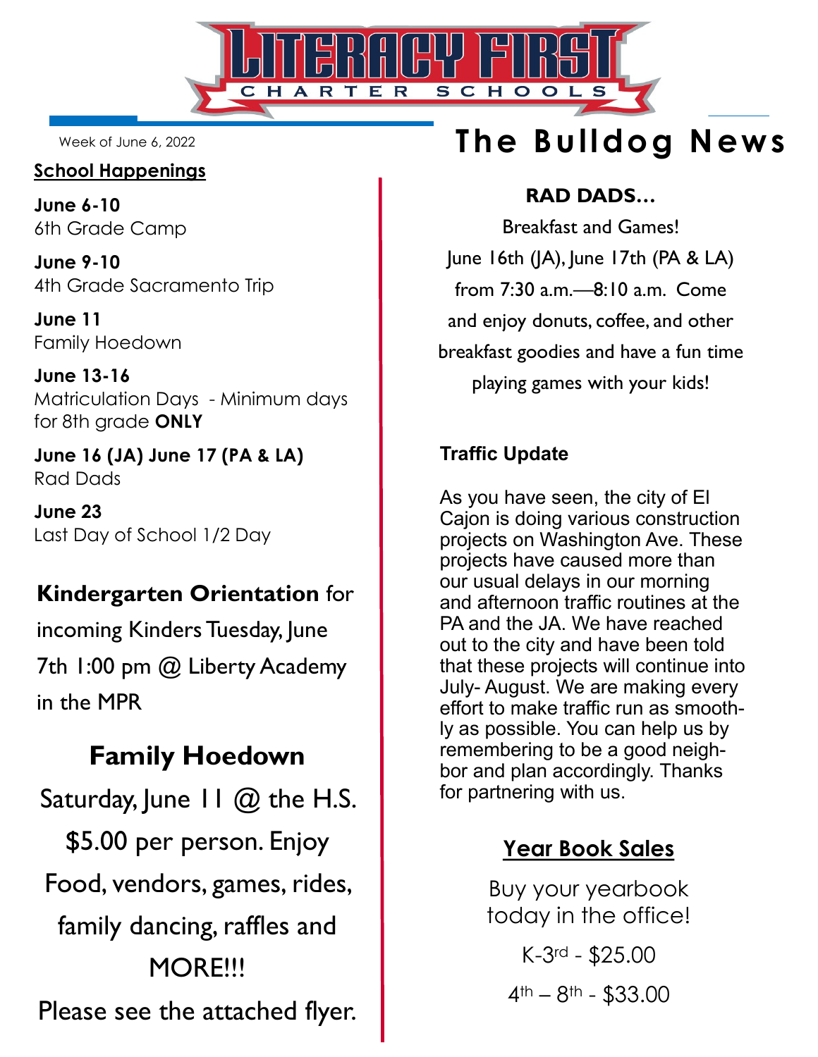# LITERACY FIRST CHARTER SCHOOLS

Week of June 6, 2022

# The Bulldog News

## School Happenings

**June 6-10**
6th Grade Camp

**June 9-10**
4th Grade Sacramento Trip

**June 11**
Family Hoedown

**June 13-16**
Matriculation Days - Minimum days for 8th grade **ONLY**

**June 16 (JA) June 17 (PA & LA)**
Rad Dads

**June 23**
Last Day of School 1/2 Day

**Kindergarten Orientation** for incoming Kinders Tuesday, June 7th 1:00 pm @ Liberty Academy in the MPR

## Family Hoedown

Saturday, June 11 @ the H.S. $5.00 per person. Enjoy Food, vendors, games, rides, family dancing, raffles and MORE!!!

Please see the attached flyer.

## RAD DADS…

Breakfast and Games!

June 16th (JA), June 17th (PA & LA) from 7:30 a.m.—8:10 a.m. Come and enjoy donuts, coffee, and other breakfast goodies and have a fun time playing games with your kids!

## Traffic Update

As you have seen, the city of El Cajon is doing various construction projects on Washington Ave. These projects have caused more than our usual delays in our morning and afternoon traffic routines at the PA and the JA. We have reached out to the city and have been told that these projects will continue into July- August. We are making every effort to make traffic run as smoothly as possible. You can help us by remembering to be a good neighbor and plan accordingly. Thanks for partnering with us.

## Year Book Sales

Buy your yearbook today in the office!

K-3rd - $25.00

4th – 8th - $33.00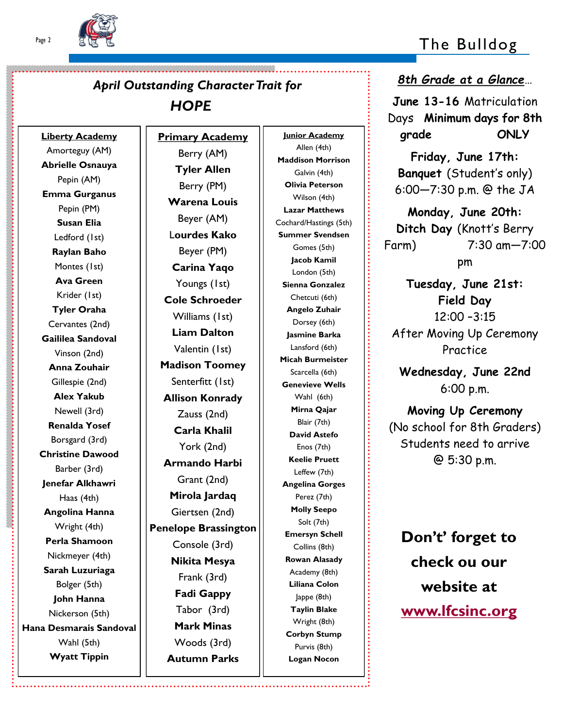## April Outstanding Character Trait for

## HOPE

**Liberty Academy**

Amorteguy (AM)
**Abrielle Osnauya**
Pepin (AM)
**Emma Gurganus**
Pepin (PM)
**Susan Elia**
Ledford (1st)
**Raylan Baho**
Montes (1st)
**Ava Green**
Krider (1st)
**Tyler Oraha**
Cervantes (2nd)
**Gaililea Sandoval**
Vinson (2nd)
**Anna Zouhair**
Gillespie (2nd)
**Alex Yakub**
Newell (3rd)
**Renalda Yosef**
Borsgard (3rd)
**Christine Dawood**
Barber (3rd)
**Jenefar Alkhawri**
Haas (4th)
**Angolina Hanna**
Wright (4th)
**Perla Shamoon**
Nickmeyer (4th)
**Sarah Luzuriaga**
Bolger (5th)
**John Hanna**
Nickerson (5th)
**Hana Desmarais Sandoval**
Wahl (5th)
**Wyatt Tippin**

**Primary Academy**

Berry (AM)
**Tyler Allen**
Berry (PM)
**Warena Louis**
Beyer (AM)
**Lourdes Kako**
Beyer (PM)
**Carina Yaqo**
Youngs (1st)
**Cole Schroeder**
Williams (1st)
**Liam Dalton**
Valentin (1st)
**Madison Toomey**
Senterfitt (1st)
**Allison Konrady**
Zauss (2nd)
**Carla Khalil**
York (2nd)
**Armando Harbi**
Grant (2nd)
**Mirola Jardaq**
Giertsen (2nd)
**Penelope Brassington**
Console (3rd)
**Nikita Mesya**
Frank (3rd)
**Fadi Gappy**
Tabor (3rd)
**Mark Minas**
Woods (3rd)
**Autumn Parks**

**Junior Academy**

Allen (4th)
**Maddison Morrison**
Galvin (4th)
**Olivia Peterson**
Wilson (4th)
**Lazar Matthews**
Cochard/Hastings (5th)
**Summer Svendsen**
Gomes (5th)
**Jacob Kamil**
London (5th)
**Sienna Gonzalez**
Chetcuti (6th)
**Angelo Zuhair**
Dorsey (6th)
**Jasmine Barka**
Lansford (6th)
**Micah Burmeister**
Scarcella (6th)
**Genevieve Wells**
Wahl (6th)
**Mirna Qajar**
Blair (7th)
**David Astefo**
Enos (7th)
**Keelie Pruett**
Leffew (7th)
**Angelina Gorges**
Perez (7th)
**Molly Seepo**
Solt (7th)
**Emersyn Schell**
Collins (8th)
**Rowan Alasady**
Academy (8th)
**Liliana Colon**
Jappe (8th)
**Taylin Blake**
Wright (8th)
**Corbyn Stump**
Purvis (8th)
**Logan Nocon**

## *8th Grade at a Glance…*

**June 13-16** Matriculation Days **Minimum days for 8th grade ONLY**

**Friday, June 17th: Banquet** (Student's only) 6:00—7:30 p.m. @ the JA

**Monday, June 20th: Ditch Day** (Knott's Berry Farm) 7:30 am—7:00 pm

**Tuesday, June 21st: Field Day** 12:00 -3:15 After Moving Up Ceremony Practice

**Wednesday, June 22nd** 6:00 p.m.

**Moving Up Ceremony** (No school for 8th Graders) Students need to arrive @ 5:30 p.m.

**Don't' forget to check ou our website at [www.lfcsinc.org](http://www.lfcsinc.org)**